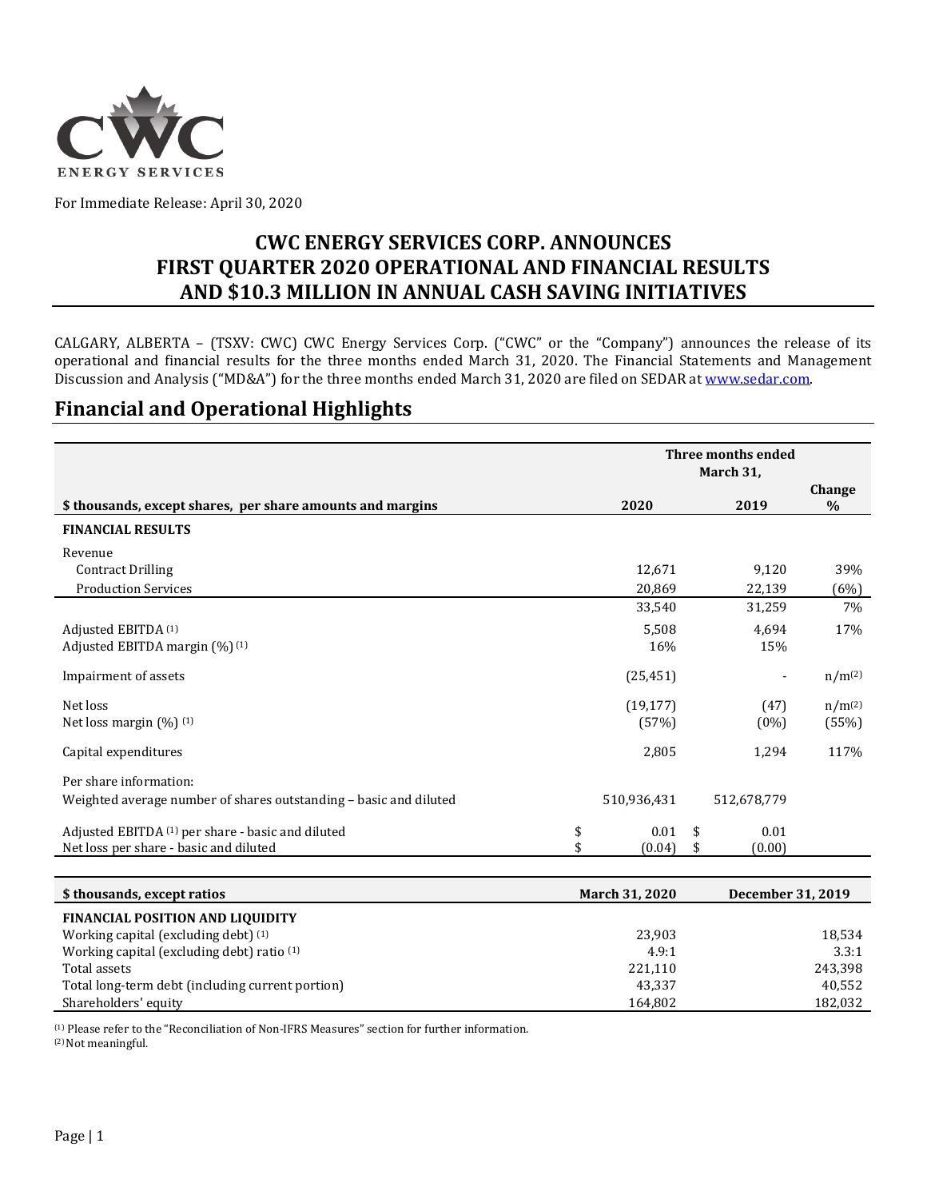For Immediate Release: April 30, 2020

# CWC ENERGY SERVICES CORP. ANNOUNCES FIRST QUARTER 2020 OPERATIONAL AND FINANCIAL RESULTS AND $10.3 MILLION IN ANNUAL CASH SAVING INITIATIVES

CALGARY, ALBERTA – (TSXV: CWC) CWC Energy Services Corp. ("CWC" or the "Company") announces the release of its operational and financial results for the three months ended March 31, 2020. The Financial Statements and Management Discussion and Analysis ("MD&A") for the three months ended March 31, 2020 are filed on SEDAR at www.sedar.com.

## Financial and Operational Highlights

| $ thousands, except shares, per share amounts and margins | Three months ended March 31, 2020 | 2019 | Change % |
|---|---|---|---|
| **FINANCIAL RESULTS** | | | |
| Revenue | | | |
| Contract Drilling | 12,671 | 9,120 | 39% |
| Production Services | 20,869 | 22,139 | (6%) |
| | 33,540 | 31,259 | 7% |
| Adjusted EBITDA [1] | 5,508 | 4,694 | 17% |
| Adjusted EBITDA margin (%) [1] | 16% | 15% | |
| Impairment of assets | (25,451) | - | n/m[2] |
| Net loss | (19,177) | (47) | n/m[2] |
| Net loss margin (%) [1] | (57%) | (0%) | (55%) |
| Capital expenditures | 2,805 | 1,294 | 117% |
| Per share information: | | | |
| Weighted average number of shares outstanding – basic and diluted | 510,936,431 | 512,678,779 | |
| Adjusted EBITDA [1] per share - basic and diluted | $ 0.01 | $ 0.01 | |
| Net loss per share - basic and diluted | $ (0.04) | $ (0.00) | |

| $ thousands, except ratios | March 31, 2020 | December 31, 2019 |
|---|---|---|
| **FINANCIAL POSITION AND LIQUIDITY** | | |
| Working capital (excluding debt) [1] | 23,903 | 18,534 |
| Working capital (excluding debt) ratio [1] | 4.9:1 | 3.3:1 |
| Total assets | 221,110 | 243,398 |
| Total long-term debt (including current portion) | 43,337 | 40,552 |
| Shareholders' equity | 164,802 | 182,032 |

[1] Please refer to the "Reconciliation of Non-IFRS Measures" section for further information.
[2] Not meaningful.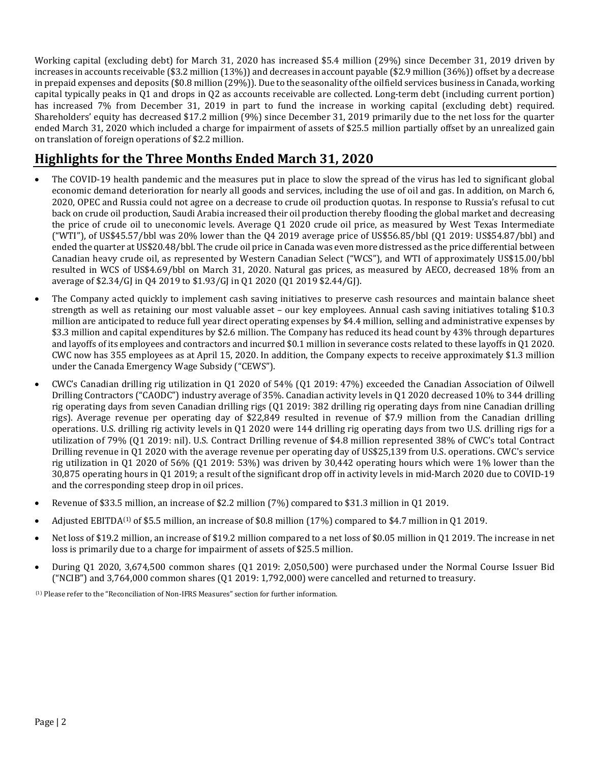Working capital (excluding debt) for March 31, 2020 has increased $5.4 million (29%) since December 31, 2019 driven by increases in accounts receivable ($3.2 million (13%)) and decreases in account payable ($2.9 million (36%)) offset by a decrease in prepaid expenses and deposits ($0.8 million (29%)). Due to the seasonality of the oilfield services business in Canada, working capital typically peaks in Q1 and drops in Q2 as accounts receivable are collected. Long-term debt (including current portion) has increased 7% from December 31, 2019 in part to fund the increase in working capital (excluding debt) required. Shareholders' equity has decreased $17.2 million (9%) since December 31, 2019 primarily due to the net loss for the quarter ended March 31, 2020 which included a charge for impairment of assets of $25.5 million partially offset by an unrealized gain on translation of foreign operations of $2.2 million.

## Highlights for the Three Months Ended March 31, 2020

- The COVID-19 health pandemic and the measures put in place to slow the spread of the virus has led to significant global economic demand deterioration for nearly all goods and services, including the use of oil and gas. In addition, on March 6, 2020, OPEC and Russia could not agree on a decrease to crude oil production quotas. In response to Russia's refusal to cut back on crude oil production, Saudi Arabia increased their oil production thereby flooding the global market and decreasing the price of crude oil to uneconomic levels. Average Q1 2020 crude oil price, as measured by West Texas Intermediate ("WTI"), of US$45.57/bbl was 20% lower than the Q4 2019 average price of US$56.85/bbl (Q1 2019: US$54.87/bbl) and ended the quarter at US$20.48/bbl. The crude oil price in Canada was even more distressed as the price differential between Canadian heavy crude oil, as represented by Western Canadian Select ("WCS"), and WTI of approximately US$15.00/bbl resulted in WCS of US$4.69/bbl on March 31, 2020. Natural gas prices, as measured by AECO, decreased 18% from an average of $2.34/GJ in Q4 2019 to $1.93/GJ in Q1 2020 (Q1 2019 $2.44/GJ).
- The Company acted quickly to implement cash saving initiatives to preserve cash resources and maintain balance sheet strength as well as retaining our most valuable asset – our key employees. Annual cash saving initiatives totaling $10.3 million are anticipated to reduce full year direct operating expenses by $4.4 million, selling and administrative expenses by $3.3 million and capital expenditures by $2.6 million. The Company has reduced its head count by 43% through departures and layoffs of its employees and contractors and incurred $0.1 million in severance costs related to these layoffs in Q1 2020. CWC now has 355 employees as at April 15, 2020. In addition, the Company expects to receive approximately $1.3 million under the Canada Emergency Wage Subsidy ("CEWS").
- CWC's Canadian drilling rig utilization in Q1 2020 of 54% (Q1 2019: 47%) exceeded the Canadian Association of Oilwell Drilling Contractors ("CAODC") industry average of 35%. Canadian activity levels in Q1 2020 decreased 10% to 344 drilling rig operating days from seven Canadian drilling rigs (Q1 2019: 382 drilling rig operating days from nine Canadian drilling rigs). Average revenue per operating day of $22,849 resulted in revenue of $7.9 million from the Canadian drilling operations. U.S. drilling rig activity levels in Q1 2020 were 144 drilling rig operating days from two U.S. drilling rigs for a utilization of 79% (Q1 2019: nil). U.S. Contract Drilling revenue of $4.8 million represented 38% of CWC's total Contract Drilling revenue in Q1 2020 with the average revenue per operating day of US$25,139 from U.S. operations. CWC's service rig utilization in Q1 2020 of 56% (Q1 2019: 53%) was driven by 30,442 operating hours which were 1% lower than the 30,875 operating hours in Q1 2019; a result of the significant drop off in activity levels in mid-March 2020 due to COVID-19 and the corresponding steep drop in oil prices.
- Revenue of $33.5 million, an increase of $2.2 million (7%) compared to $31.3 million in Q1 2019.
- Adjusted EBITDA[1] of $5.5 million, an increase of $0.8 million (17%) compared to $4.7 million in Q1 2019.
- Net loss of $19.2 million, an increase of $19.2 million compared to a net loss of $0.05 million in Q1 2019. The increase in net loss is primarily due to a charge for impairment of assets of $25.5 million.
- During Q1 2020, 3,674,500 common shares (Q1 2019: 2,050,500) were purchased under the Normal Course Issuer Bid ("NCIB") and 3,764,000 common shares (Q1 2019: 1,792,000) were cancelled and returned to treasury.

[1] Please refer to the "Reconciliation of Non-IFRS Measures" section for further information.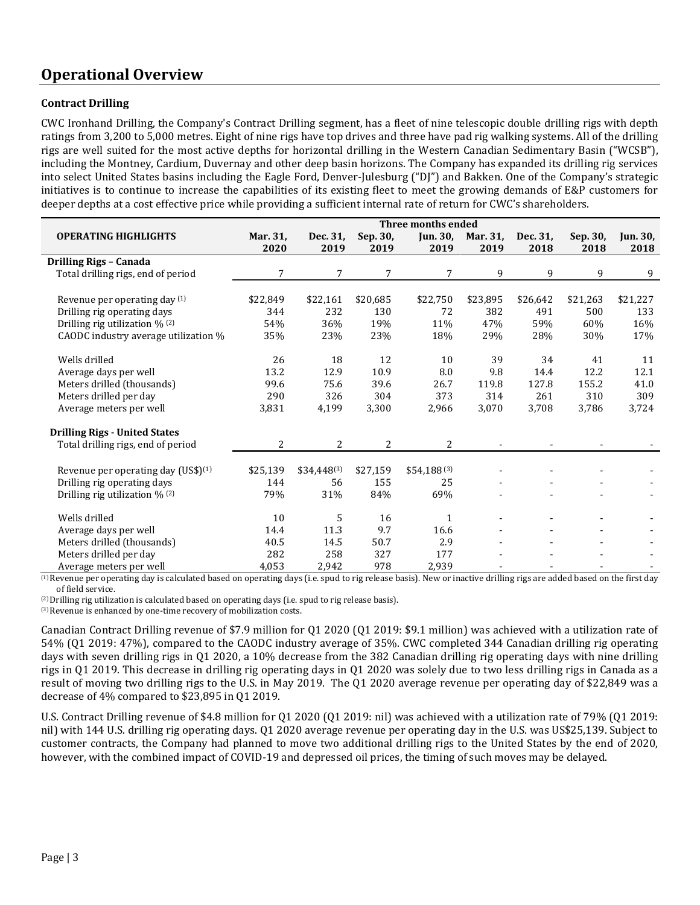## Operational Overview

### Contract Drilling

CWC Ironhand Drilling, the Company's Contract Drilling segment, has a fleet of nine telescopic double drilling rigs with depth ratings from 3,200 to 5,000 metres. Eight of nine rigs have top drives and three have pad rig walking systems. All of the drilling rigs are well suited for the most active depths for horizontal drilling in the Western Canadian Sedimentary Basin ("WCSB"), including the Montney, Cardium, Duvernay and other deep basin horizons. The Company has expanded its drilling rig services into select United States basins including the Eagle Ford, Denver-Julesburg ("DJ") and Bakken. One of the Company's strategic initiatives is to continue to increase the capabilities of its existing fleet to meet the growing demands of E&P customers for deeper depths at a cost effective price while providing a sufficient internal rate of return for CWC's shareholders.

| | Three months ended | | | | | | | |
|---|---|---|---|---|---|---|---|---|
| **OPERATING HIGHLIGHTS** | **Mar. 31, 2020** | **Dec. 31, 2019** | **Sep. 30, 2019** | **Jun. 30, 2019** | **Mar. 31, 2019** | **Dec. 31, 2018** | **Sep. 30, 2018** | **Jun. 30, 2018** |
| **Drilling Rigs – Canada** | | | | | | | | |
| Total drilling rigs, end of period | 7 | 7 | 7 | 7 | 9 | 9 | 9 | 9 |
| Revenue per operating day [1] | $22,849 | $22,161 | $20,685 | $22,750 | $23,895 | $26,642 | $21,263 | $21,227 |
| Drilling rig operating days | 344 | 232 | 130 | 72 | 382 | 491 | 500 | 133 |
| Drilling rig utilization % [2] | 54% | 36% | 19% | 11% | 47% | 59% | 60% | 16% |
| CAODC industry average utilization % | 35% | 23% | 23% | 18% | 29% | 28% | 30% | 17% |
| Wells drilled | 26 | 18 | 12 | 10 | 39 | 34 | 41 | 11 |
| Average days per well | 13.2 | 12.9 | 10.9 | 8.0 | 9.8 | 14.4 | 12.2 | 12.1 |
| Meters drilled (thousands) | 99.6 | 75.6 | 39.6 | 26.7 | 119.8 | 127.8 | 155.2 | 41.0 |
| Meters drilled per day | 290 | 326 | 304 | 373 | 314 | 261 | 310 | 309 |
| Average meters per well | 3,831 | 4,199 | 3,300 | 2,966 | 3,070 | 3,708 | 3,786 | 3,724 |
| **Drilling Rigs - United States** | | | | | | | | |
| Total drilling rigs, end of period | 2 | 2 | 2 | 2 | - | - | - | - |
| Revenue per operating day (US$)[1] | $25,139 | $34,448[3] | $27,159 | $54,188[3] | - | - | - | - |
| Drilling rig operating days | 144 | 56 | 155 | 25 | - | - | - | - |
| Drilling rig utilization % [2] | 79% | 31% | 84% | 69% | - | - | - | - |
| Wells drilled | 10 | 5 | 16 | 1 | - | - | - | - |
| Average days per well | 14.4 | 11.3 | 9.7 | 16.6 | - | - | - | - |
| Meters drilled (thousands) | 40.5 | 14.5 | 50.7 | 2.9 | - | - | - | - |
| Meters drilled per day | 282 | 258 | 327 | 177 | - | - | - | - |
| Average meters per well | 4,053 | 2,942 | 978 | 2,939 | - | - | - | - |

[1] Revenue per operating day is calculated based on operating days (i.e. spud to rig release basis). New or inactive drilling rigs are added based on the first day of field service.

[2] Drilling rig utilization is calculated based on operating days (i.e. spud to rig release basis).

[3] Revenue is enhanced by one-time recovery of mobilization costs.

Canadian Contract Drilling revenue of $7.9 million for Q1 2020 (Q1 2019: $9.1 million) was achieved with a utilization rate of 54% (Q1 2019: 47%), compared to the CAODC industry average of 35%. CWC completed 344 Canadian drilling rig operating days with seven drilling rigs in Q1 2020, a 10% decrease from the 382 Canadian drilling rig operating days with nine drilling rigs in Q1 2019. This decrease in drilling rig operating days in Q1 2020 was solely due to two less drilling rigs in Canada as a result of moving two drilling rigs to the U.S. in May 2019. The Q1 2020 average revenue per operating day of $22,849 was a decrease of 4% compared to $23,895 in Q1 2019.

U.S. Contract Drilling revenue of $4.8 million for Q1 2020 (Q1 2019: nil) was achieved with a utilization rate of 79% (Q1 2019: nil) with 144 U.S. drilling rig operating days. Q1 2020 average revenue per operating day in the U.S. was US$25,139. Subject to customer contracts, the Company had planned to move two additional drilling rigs to the United States by the end of 2020, however, with the combined impact of COVID-19 and depressed oil prices, the timing of such moves may be delayed.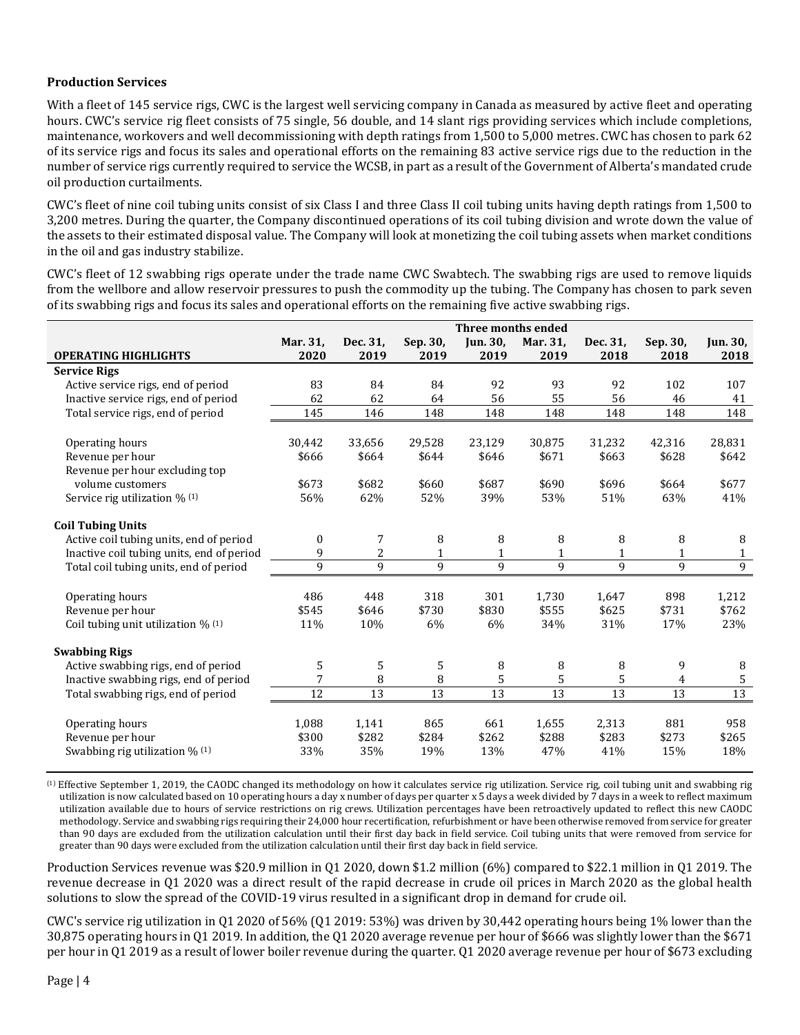**Production Services**

With a fleet of 145 service rigs, CWC is the largest well servicing company in Canada as measured by active fleet and operating hours. CWC's service rig fleet consists of 75 single, 56 double, and 14 slant rigs providing services which include completions, maintenance, workovers and well decommissioning with depth ratings from 1,500 to 5,000 metres. CWC has chosen to park 62 of its service rigs and focus its sales and operational efforts on the remaining 83 active service rigs due to the reduction in the number of service rigs currently required to service the WCSB, in part as a result of the Government of Alberta's mandated crude oil production curtailments.

CWC's fleet of nine coil tubing units consist of six Class I and three Class II coil tubing units having depth ratings from 1,500 to 3,200 metres. During the quarter, the Company discontinued operations of its coil tubing division and wrote down the value of the assets to their estimated disposal value. The Company will look at monetizing the coil tubing assets when market conditions in the oil and gas industry stabilize.

CWC's fleet of 12 swabbing rigs operate under the trade name CWC Swabtech. The swabbing rigs are used to remove liquids from the wellbore and allow reservoir pressures to push the commodity up the tubing. The Company has chosen to park seven of its swabbing rigs and focus its sales and operational efforts on the remaining five active swabbing rigs.

| | Three months ended | | | | | | | |
|---|---|---|---|---|---|---|---|---|
| **OPERATING HIGHLIGHTS** | **Mar. 31, 2020** | **Dec. 31, 2019** | **Sep. 30, 2019** | **Jun. 30, 2019** | **Mar. 31, 2019** | **Dec. 31, 2018** | **Sep. 30, 2018** | **Jun. 30, 2018** |
| **Service Rigs** | | | | | | | | |
| Active service rigs, end of period | 83 | 84 | 84 | 92 | 93 | 92 | 102 | 107 |
| Inactive service rigs, end of period | 62 | 62 | 64 | 56 | 55 | 56 | 46 | 41 |
| Total service rigs, end of period | 145 | 146 | 148 | 148 | 148 | 148 | 148 | 148 |
| | | | | | | | | |
| Operating hours | 30,442 | 33,656 | 29,528 | 23,129 | 30,875 | 31,232 | 42,316 | 28,831 |
| Revenue per hour | $666 | $664 | $644 | $646 | $671 | $663 | $628 | $642 |
| Revenue per hour excluding top volume customers | $673 | $682 | $660 | $687 | $690 | $696 | $664 | $677 |
| Service rig utilization % (1) | 56% | 62% | 52% | 39% | 53% | 51% | 63% | 41% |
| **Coil Tubing Units** | | | | | | | | |
| Active coil tubing units, end of period | 0 | 7 | 8 | 8 | 8 | 8 | 8 | 8 |
| Inactive coil tubing units, end of period | 9 | 2 | 1 | 1 | 1 | 1 | 1 | 1 |
| Total coil tubing units, end of period | 9 | 9 | 9 | 9 | 9 | 9 | 9 | 9 |
| | | | | | | | | |
| Operating hours | 486 | 448 | 318 | 301 | 1,730 | 1,647 | 898 | 1,212 |
| Revenue per hour | $545 | $646 | $730 | $830 | $555 | $625 | $731 | $762 |
| Coil tubing unit utilization % (1) | 11% | 10% | 6% | 6% | 34% | 31% | 17% | 23% |
| **Swabbing Rigs** | | | | | | | | |
| Active swabbing rigs, end of period | 5 | 5 | 5 | 8 | 8 | 8 | 9 | 8 |
| Inactive swabbing rigs, end of period | 7 | 8 | 8 | 5 | 5 | 5 | 4 | 5 |
| Total swabbing rigs, end of period | 12 | 13 | 13 | 13 | 13 | 13 | 13 | 13 |
| | | | | | | | | |
| Operating hours | 1,088 | 1,141 | 865 | 661 | 1,655 | 2,313 | 881 | 958 |
| Revenue per hour | $300 | $282 | $284 | $262 | $288 | $283 | $273 | $265 |
| Swabbing rig utilization % (1) | 33% | 35% | 19% | 13% | 47% | 41% | 15% | 18% |

(1) Effective September 1, 2019, the CAODC changed its methodology on how it calculates service rig utilization. Service rig, coil tubing unit and swabbing rig utilization is now calculated based on 10 operating hours a day x number of days per quarter x 5 days a week divided by 7 days in a week to reflect maximum utilization available due to hours of service restrictions on rig crews. Utilization percentages have been retroactively updated to reflect this new CAODC methodology. Service and swabbing rigs requiring their 24,000 hour recertification, refurbishment or have been otherwise removed from service for greater than 90 days are excluded from the utilization calculation until their first day back in field service. Coil tubing units that were removed from service for greater than 90 days were excluded from the utilization calculation until their first day back in field service.

Production Services revenue was $20.9 million in Q1 2020, down $1.2 million (6%) compared to $22.1 million in Q1 2019. The revenue decrease in Q1 2020 was a direct result of the rapid decrease in crude oil prices in March 2020 as the global health solutions to slow the spread of the COVID-19 virus resulted in a significant drop in demand for crude oil.

CWC's service rig utilization in Q1 2020 of 56% (Q1 2019: 53%) was driven by 30,442 operating hours being 1% lower than the 30,875 operating hours in Q1 2019. In addition, the Q1 2020 average revenue per hour of $666 was slightly lower than the $671 per hour in Q1 2019 as a result of lower boiler revenue during the quarter. Q1 2020 average revenue per hour of $673 excluding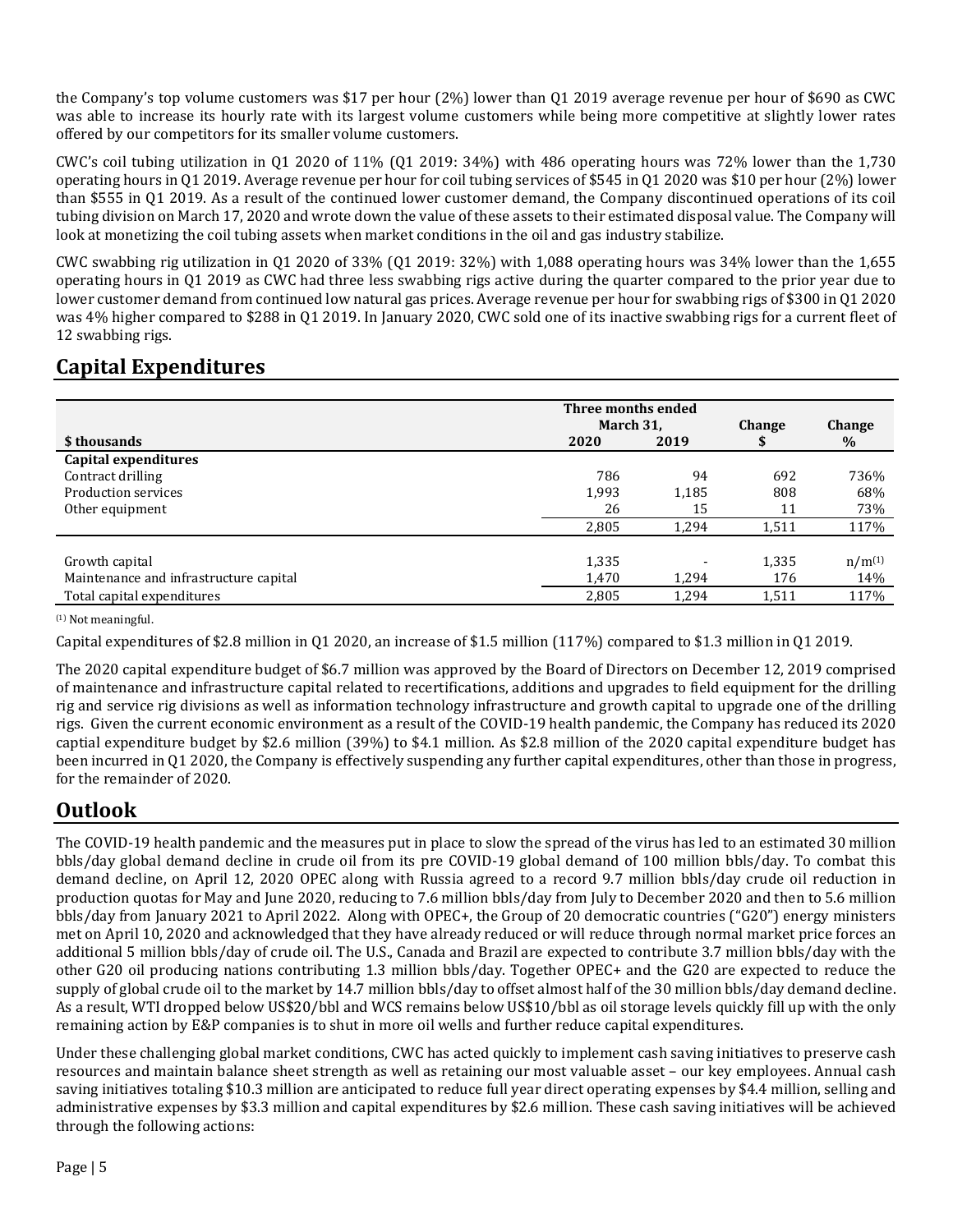the Company's top volume customers was $17 per hour (2%) lower than Q1 2019 average revenue per hour of $690 as CWC was able to increase its hourly rate with its largest volume customers while being more competitive at slightly lower rates offered by our competitors for its smaller volume customers.

CWC's coil tubing utilization in Q1 2020 of 11% (Q1 2019: 34%) with 486 operating hours was 72% lower than the 1,730 operating hours in Q1 2019. Average revenue per hour for coil tubing services of $545 in Q1 2020 was $10 per hour (2%) lower than $555 in Q1 2019. As a result of the continued lower customer demand, the Company discontinued operations of its coil tubing division on March 17, 2020 and wrote down the value of these assets to their estimated disposal value. The Company will look at monetizing the coil tubing assets when market conditions in the oil and gas industry stabilize.

CWC swabbing rig utilization in Q1 2020 of 33% (Q1 2019: 32%) with 1,088 operating hours was 34% lower than the 1,655 operating hours in Q1 2019 as CWC had three less swabbing rigs active during the quarter compared to the prior year due to lower customer demand from continued low natural gas prices. Average revenue per hour for swabbing rigs of $300 in Q1 2020 was 4% higher compared to $288 in Q1 2019. In January 2020, CWC sold one of its inactive swabbing rigs for a current fleet of 12 swabbing rigs.

## Capital Expenditures

| | Three months ended March 31, | | Change | Change |
|---|---|---|---|---|
| **$ thousands** | **2020** | **2019** | **$** | **%** |
| **Capital expenditures** | | | | |
| Contract drilling | 786 | 94 | 692 | 736% |
| Production services | 1,993 | 1,185 | 808 | 68% |
| Other equipment | 26 | 15 | 11 | 73% |
| | 2,805 | 1,294 | 1,511 | 117% |
| | | | | |
| Growth capital | 1,335 | - | 1,335 | n/m[1] |
| Maintenance and infrastructure capital | 1,470 | 1,294 | 176 | 14% |
| Total capital expenditures | 2,805 | 1,294 | 1,511 | 117% |

[1] Not meaningful.

Capital expenditures of $2.8 million in Q1 2020, an increase of $1.5 million (117%) compared to $1.3 million in Q1 2019.

The 2020 capital expenditure budget of $6.7 million was approved by the Board of Directors on December 12, 2019 comprised of maintenance and infrastructure capital related to recertifications, additions and upgrades to field equipment for the drilling rig and service rig divisions as well as information technology infrastructure and growth capital to upgrade one of the drilling rigs. Given the current economic environment as a result of the COVID-19 health pandemic, the Company has reduced its 2020 captial expenditure budget by $2.6 million (39%) to $4.1 million. As $2.8 million of the 2020 capital expenditure budget has been incurred in Q1 2020, the Company is effectively suspending any further capital expenditures, other than those in progress, for the remainder of 2020.

## Outlook

The COVID-19 health pandemic and the measures put in place to slow the spread of the virus has led to an estimated 30 million bbls/day global demand decline in crude oil from its pre COVID-19 global demand of 100 million bbls/day. To combat this demand decline, on April 12, 2020 OPEC along with Russia agreed to a record 9.7 million bbls/day crude oil reduction in production quotas for May and June 2020, reducing to 7.6 million bbls/day from July to December 2020 and then to 5.6 million bbls/day from January 2021 to April 2022. Along with OPEC+, the Group of 20 democratic countries ("G20") energy ministers met on April 10, 2020 and acknowledged that they have already reduced or will reduce through normal market price forces an additional 5 million bbls/day of crude oil. The U.S., Canada and Brazil are expected to contribute 3.7 million bbls/day with the other G20 oil producing nations contributing 1.3 million bbls/day. Together OPEC+ and the G20 are expected to reduce the supply of global crude oil to the market by 14.7 million bbls/day to offset almost half of the 30 million bbls/day demand decline. As a result, WTI dropped below US$20/bbl and WCS remains below US$10/bbl as oil storage levels quickly fill up with the only remaining action by E&P companies is to shut in more oil wells and further reduce capital expenditures.

Under these challenging global market conditions, CWC has acted quickly to implement cash saving initiatives to preserve cash resources and maintain balance sheet strength as well as retaining our most valuable asset – our key employees. Annual cash saving initiatives totaling $10.3 million are anticipated to reduce full year direct operating expenses by $4.4 million, selling and administrative expenses by $3.3 million and capital expenditures by $2.6 million. These cash saving initiatives will be achieved through the following actions: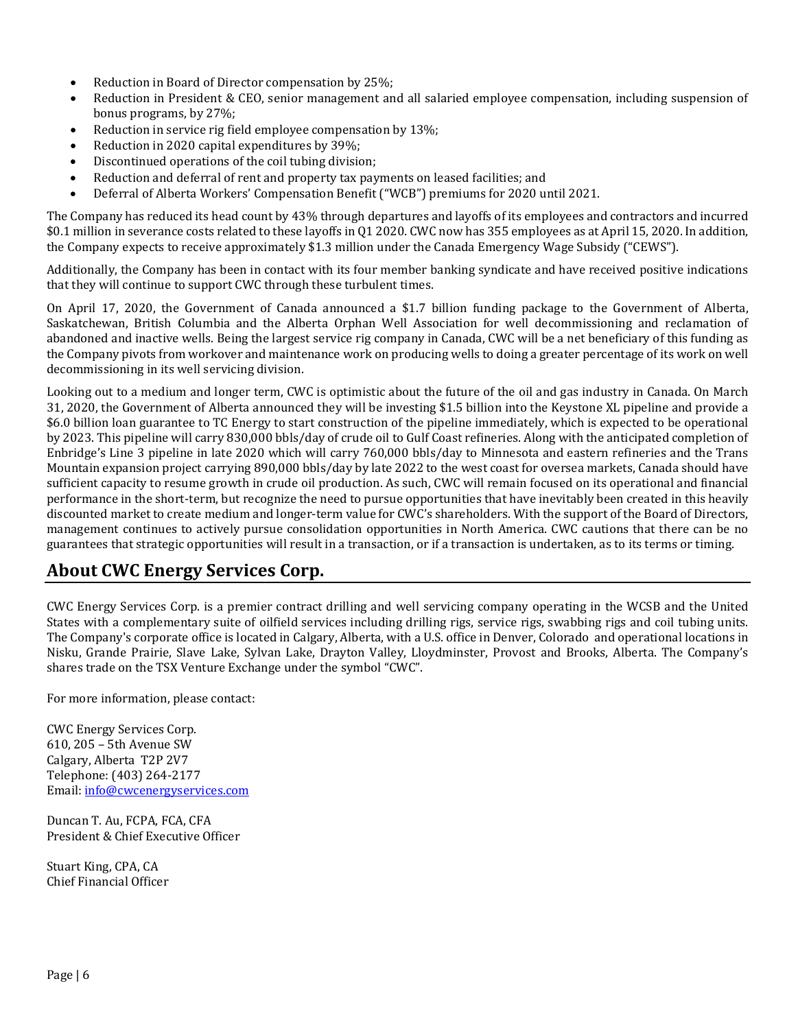- Reduction in Board of Director compensation by 25%;
- Reduction in President & CEO, senior management and all salaried employee compensation, including suspension of bonus programs, by 27%;
- Reduction in service rig field employee compensation by 13%;
- Reduction in 2020 capital expenditures by 39%;
- Discontinued operations of the coil tubing division;
- Reduction and deferral of rent and property tax payments on leased facilities; and
- Deferral of Alberta Workers' Compensation Benefit ("WCB") premiums for 2020 until 2021.

The Company has reduced its head count by 43% through departures and layoffs of its employees and contractors and incurred $0.1 million in severance costs related to these layoffs in Q1 2020. CWC now has 355 employees as at April 15, 2020. In addition, the Company expects to receive approximately $1.3 million under the Canada Emergency Wage Subsidy ("CEWS").

Additionally, the Company has been in contact with its four member banking syndicate and have received positive indications that they will continue to support CWC through these turbulent times.

On April 17, 2020, the Government of Canada announced a $1.7 billion funding package to the Government of Alberta, Saskatchewan, British Columbia and the Alberta Orphan Well Association for well decommissioning and reclamation of abandoned and inactive wells. Being the largest service rig company in Canada, CWC will be a net beneficiary of this funding as the Company pivots from workover and maintenance work on producing wells to doing a greater percentage of its work on well decommissioning in its well servicing division.

Looking out to a medium and longer term, CWC is optimistic about the future of the oil and gas industry in Canada. On March 31, 2020, the Government of Alberta announced they will be investing $1.5 billion into the Keystone XL pipeline and provide a $6.0 billion loan guarantee to TC Energy to start construction of the pipeline immediately, which is expected to be operational by 2023. This pipeline will carry 830,000 bbls/day of crude oil to Gulf Coast refineries. Along with the anticipated completion of Enbridge's Line 3 pipeline in late 2020 which will carry 760,000 bbls/day to Minnesota and eastern refineries and the Trans Mountain expansion project carrying 890,000 bbls/day by late 2022 to the west coast for oversea markets, Canada should have sufficient capacity to resume growth in crude oil production. As such, CWC will remain focused on its operational and financial performance in the short-term, but recognize the need to pursue opportunities that have inevitably been created in this heavily discounted market to create medium and longer-term value for CWC's shareholders. With the support of the Board of Directors, management continues to actively pursue consolidation opportunities in North America. CWC cautions that there can be no guarantees that strategic opportunities will result in a transaction, or if a transaction is undertaken, as to its terms or timing.

## About CWC Energy Services Corp.

CWC Energy Services Corp. is a premier contract drilling and well servicing company operating in the WCSB and the United States with a complementary suite of oilfield services including drilling rigs, service rigs, swabbing rigs and coil tubing units. The Company's corporate office is located in Calgary, Alberta, with a U.S. office in Denver, Colorado and operational locations in Nisku, Grande Prairie, Slave Lake, Sylvan Lake, Drayton Valley, Lloydminster, Provost and Brooks, Alberta. The Company's shares trade on the TSX Venture Exchange under the symbol "CWC".

For more information, please contact:

CWC Energy Services Corp.
610, 205 – 5th Avenue SW
Calgary, Alberta T2P 2V7
Telephone: (403) 264-2177
Email: info@cwcenergyservices.com

Duncan T. Au, FCPA, FCA, CFA
President & Chief Executive Officer

Stuart King, CPA, CA
Chief Financial Officer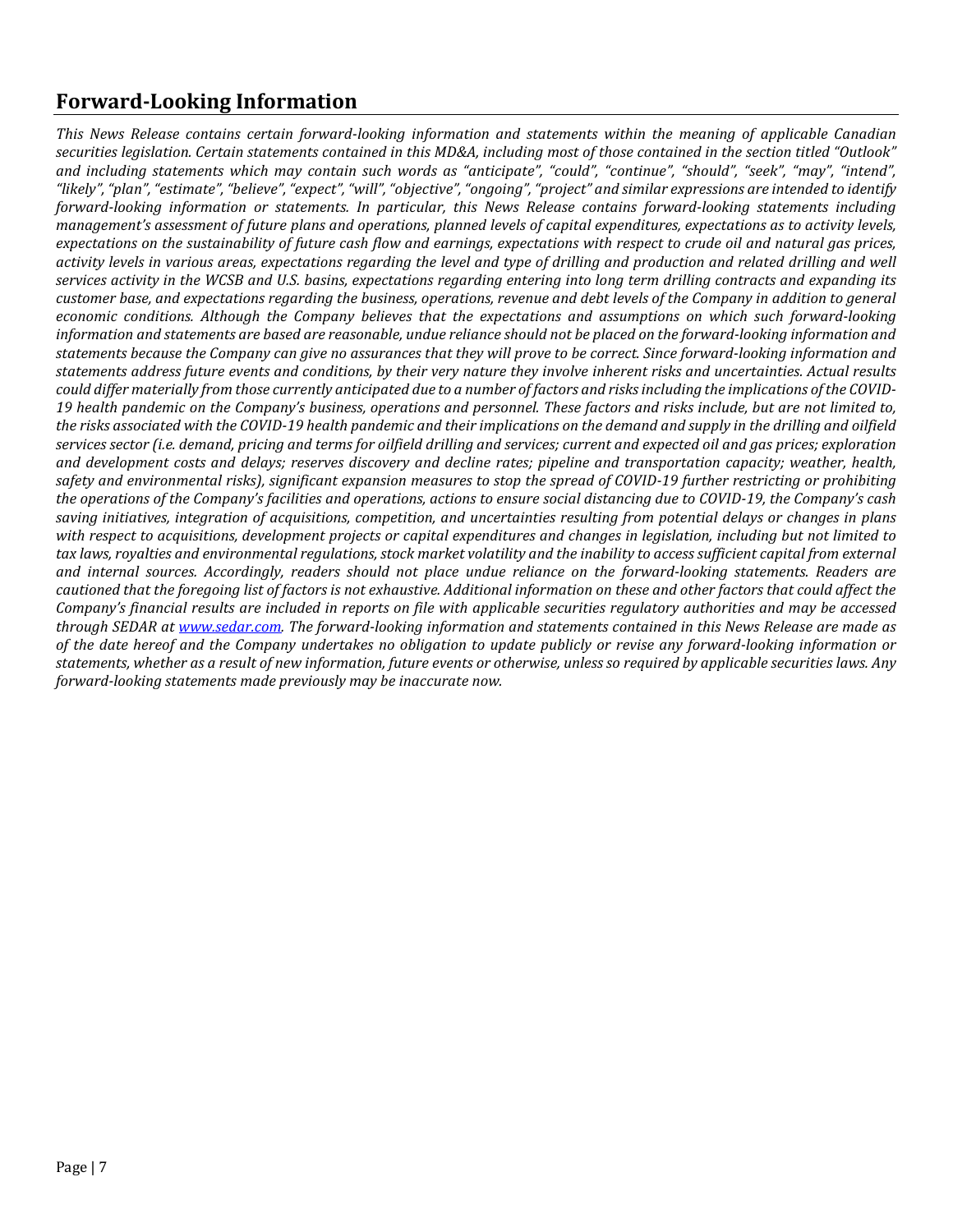## Forward-Looking Information

*This News Release contains certain forward-looking information and statements within the meaning of applicable Canadian securities legislation. Certain statements contained in this MD&A, including most of those contained in the section titled "Outlook" and including statements which may contain such words as "anticipate", "could", "continue", "should", "seek", "may", "intend", "likely", "plan", "estimate", "believe", "expect", "will", "objective", "ongoing", "project" and similar expressions are intended to identify forward-looking information or statements. In particular, this News Release contains forward-looking statements including management's assessment of future plans and operations, planned levels of capital expenditures, expectations as to activity levels, expectations on the sustainability of future cash flow and earnings, expectations with respect to crude oil and natural gas prices, activity levels in various areas, expectations regarding the level and type of drilling and production and related drilling and well services activity in the WCSB and U.S. basins, expectations regarding entering into long term drilling contracts and expanding its customer base, and expectations regarding the business, operations, revenue and debt levels of the Company in addition to general economic conditions. Although the Company believes that the expectations and assumptions on which such forward-looking information and statements are based are reasonable, undue reliance should not be placed on the forward-looking information and statements because the Company can give no assurances that they will prove to be correct. Since forward-looking information and statements address future events and conditions, by their very nature they involve inherent risks and uncertainties. Actual results could differ materially from those currently anticipated due to a number of factors and risks including the implications of the COVID-19 health pandemic on the Company's business, operations and personnel. These factors and risks include, but are not limited to, the risks associated with the COVID-19 health pandemic and their implications on the demand and supply in the drilling and oilfield services sector (i.e. demand, pricing and terms for oilfield drilling and services; current and expected oil and gas prices; exploration and development costs and delays; reserves discovery and decline rates; pipeline and transportation capacity; weather, health, safety and environmental risks), significant expansion measures to stop the spread of COVID-19 further restricting or prohibiting the operations of the Company's facilities and operations, actions to ensure social distancing due to COVID-19, the Company's cash saving initiatives, integration of acquisitions, competition, and uncertainties resulting from potential delays or changes in plans with respect to acquisitions, development projects or capital expenditures and changes in legislation, including but not limited to tax laws, royalties and environmental regulations, stock market volatility and the inability to access sufficient capital from external and internal sources. Accordingly, readers should not place undue reliance on the forward-looking statements. Readers are cautioned that the foregoing list of factors is not exhaustive. Additional information on these and other factors that could affect the Company's financial results are included in reports on file with applicable securities regulatory authorities and may be accessed through SEDAR at [www.sedar.com](http://www.sedar.com). The forward-looking information and statements contained in this News Release are made as of the date hereof and the Company undertakes no obligation to update publicly or revise any forward-looking information or statements, whether as a result of new information, future events or otherwise, unless so required by applicable securities laws. Any forward-looking statements made previously may be inaccurate now.*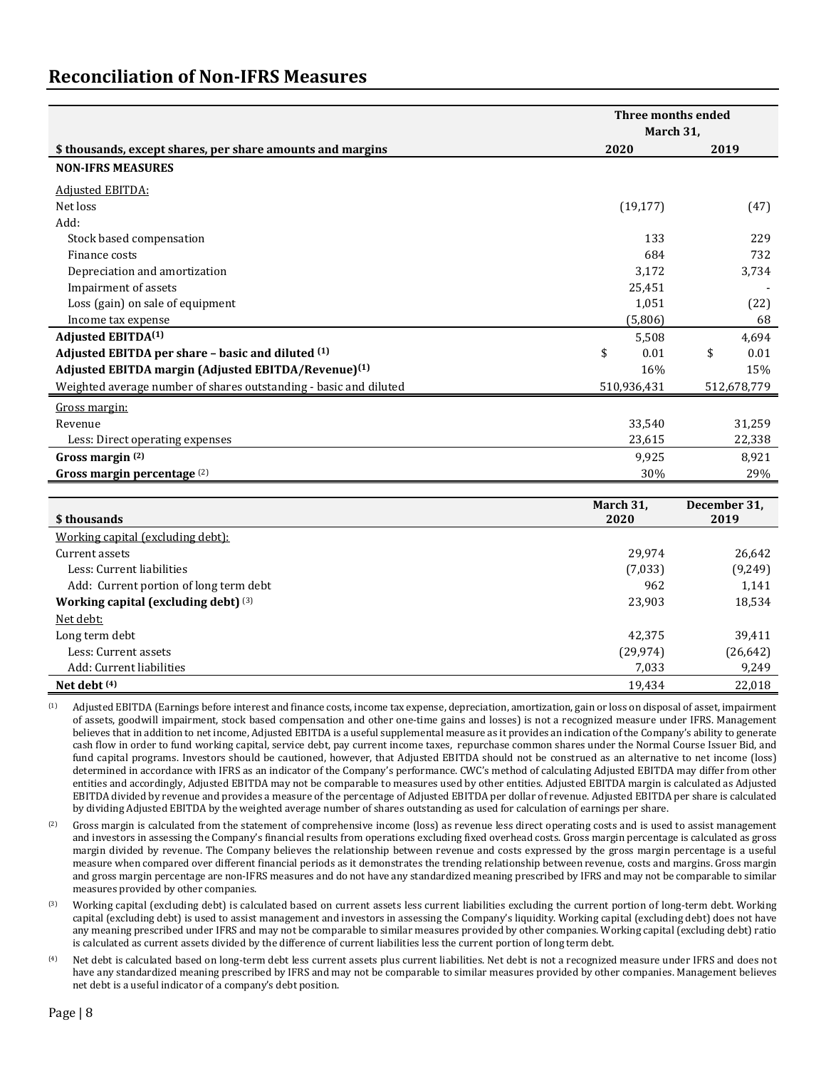## Reconciliation of Non-IFRS Measures

| $ thousands, except shares, per share amounts and margins | Three months ended March 31, 2020 | 2019 |
|---|---|---|
| **NON-IFRS MEASURES** | | |
| Adjusted EBITDA: | | |
| Net loss | (19,177) | (47) |
| Add: | | |
| Stock based compensation | 133 | 229 |
| Finance costs | 684 | 732 |
| Depreciation and amortization | 3,172 | 3,734 |
| Impairment of assets | 25,451 | - |
| Loss (gain) on sale of equipment | 1,051 | (22) |
| Income tax expense | (5,806) | 68 |
| **Adjusted EBITDA(1)** | 5,508 | 4,694 |
| **Adjusted EBITDA per share – basic and diluted (1)** | $ 0.01 | $ 0.01 |
| **Adjusted EBITDA margin (Adjusted EBITDA/Revenue)(1)** | 16% | 15% |
| Weighted average number of shares outstanding - basic and diluted | 510,936,431 | 512,678,779 |
| Gross margin: | | |
| Revenue | 33,540 | 31,259 |
| Less: Direct operating expenses | 23,615 | 22,338 |
| **Gross margin (2)** | 9,925 | 8,921 |
| **Gross margin percentage (2)** | 30% | 29% |

| $ thousands | March 31, 2020 | December 31, 2019 |
|---|---|---|
| Working capital (excluding debt): | | |
| Current assets | 29,974 | 26,642 |
| Less: Current liabilities | (7,033) | (9,249) |
| Add: Current portion of long term debt | 962 | 1,141 |
| **Working capital (excluding debt) (3)** | 23,903 | 18,534 |
| Net debt: | | |
| Long term debt | 42,375 | 39,411 |
| Less: Current assets | (29,974) | (26,642) |
| Add: Current liabilities | 7,033 | 9,249 |
| **Net debt (4)** | 19,434 | 22,018 |

(1) Adjusted EBITDA (Earnings before interest and finance costs, income tax expense, depreciation, amortization, gain or loss on disposal of asset, impairment of assets, goodwill impairment, stock based compensation and other one-time gains and losses) is not a recognized measure under IFRS. Management believes that in addition to net income, Adjusted EBITDA is a useful supplemental measure as it provides an indication of the Company's ability to generate cash flow in order to fund working capital, service debt, pay current income taxes, repurchase common shares under the Normal Course Issuer Bid, and fund capital programs. Investors should be cautioned, however, that Adjusted EBITDA should not be construed as an alternative to net income (loss) determined in accordance with IFRS as an indicator of the Company's performance. CWC's method of calculating Adjusted EBITDA may differ from other entities and accordingly, Adjusted EBITDA may not be comparable to measures used by other entities. Adjusted EBITDA margin is calculated as Adjusted EBITDA divided by revenue and provides a measure of the percentage of Adjusted EBITDA per dollar of revenue. Adjusted EBITDA per share is calculated by dividing Adjusted EBITDA by the weighted average number of shares outstanding as used for calculation of earnings per share.

(2) Gross margin is calculated from the statement of comprehensive income (loss) as revenue less direct operating costs and is used to assist management and investors in assessing the Company's financial results from operations excluding fixed overhead costs. Gross margin percentage is calculated as gross margin divided by revenue. The Company believes the relationship between revenue and costs expressed by the gross margin percentage is a useful measure when compared over different financial periods as it demonstrates the trending relationship between revenue, costs and margins. Gross margin and gross margin percentage are non-IFRS measures and do not have any standardized meaning prescribed by IFRS and may not be comparable to similar measures provided by other companies.

(3) Working capital (excluding debt) is calculated based on current assets less current liabilities excluding the current portion of long-term debt. Working capital (excluding debt) is used to assist management and investors in assessing the Company's liquidity. Working capital (excluding debt) does not have any meaning prescribed under IFRS and may not be comparable to similar measures provided by other companies. Working capital (excluding debt) ratio is calculated as current assets divided by the difference of current liabilities less the current portion of long term debt.

(4) Net debt is calculated based on long-term debt less current assets plus current liabilities. Net debt is not a recognized measure under IFRS and does not have any standardized meaning prescribed by IFRS and may not be comparable to similar measures provided by other companies. Management believes net debt is a useful indicator of a company's debt position.